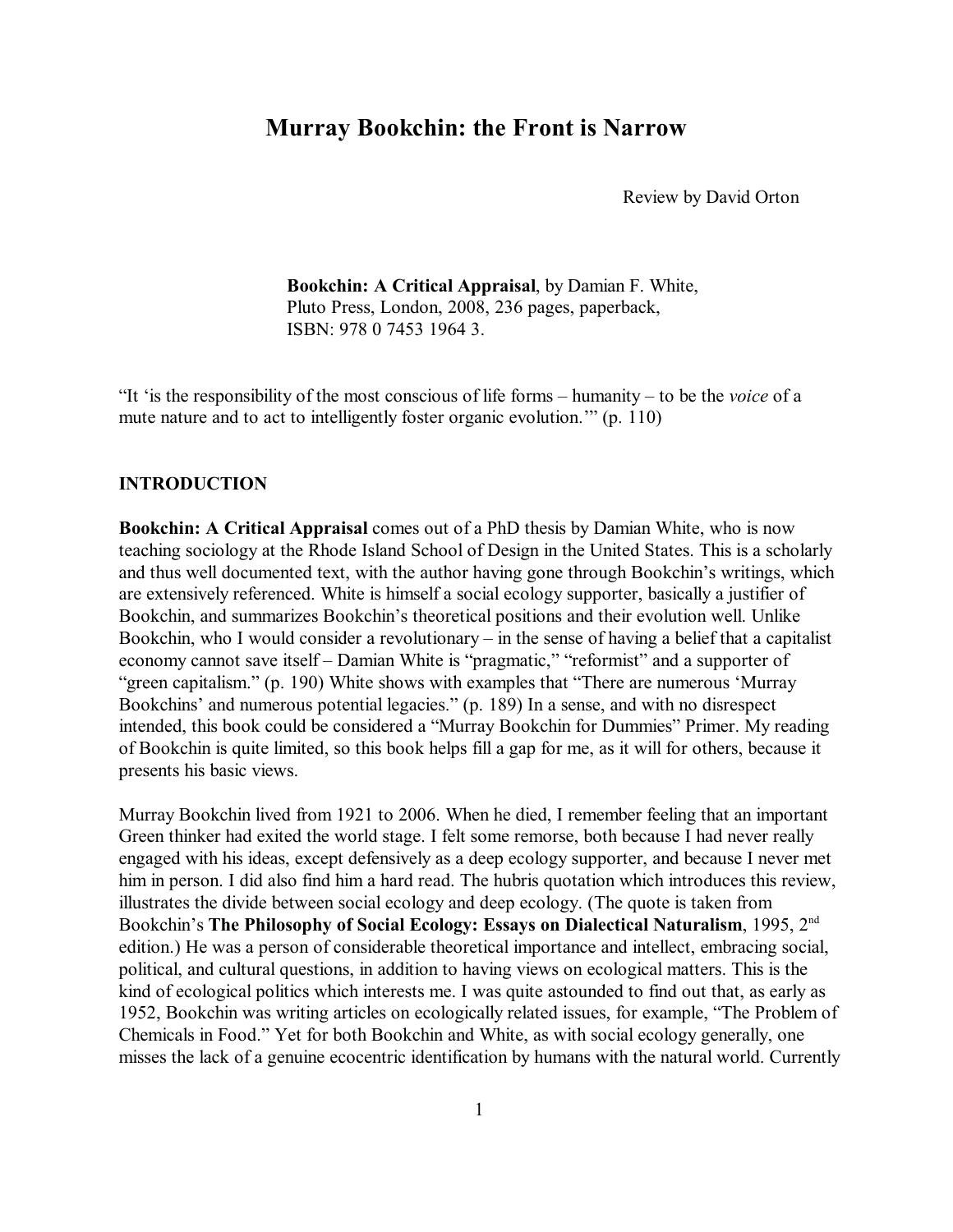# Murray Bookchin: the Front is Narrow

Review by David Orton

**Bookchin: A Critical Appraisal**, by Damian F. White, Pluto Press, London, 2008, 236 pages, paperback, ISBN: 978 0 7453 1964 3.

"It 'is the responsibility of the most conscious of life forms – humanity – to be the *voice* of a mute nature and to act to intelligently foster organic evolution.'" (p. 110)

## INTRODUCTION

**Bookchin: A Critical Appraisal** comes out of a PhD thesis by Damian White, who is now teaching sociology at the Rhode Island School of Design in the United States. This is a scholarly and thus well documented text, with the author having gone through Bookchin's writings, which are extensively referenced. White is himself a social ecology supporter, basically a justifier of Bookchin, and summarizes Bookchin's theoretical positions and their evolution well. Unlike Bookchin, who I would consider a revolutionary – in the sense of having a belief that a capitalist economy cannot save itself – Damian White is "pragmatic," "reformist" and a supporter of "green capitalism." (p. 190) White shows with examples that "There are numerous 'Murray Bookchins' and numerous potential legacies." (p. 189) In a sense, and with no disrespect intended, this book could be considered a "Murray Bookchin for Dummies" Primer. My reading of Bookchin is quite limited, so this book helps fill a gap for me, as it will for others, because it presents his basic views.

Murray Bookchin lived from 1921 to 2006. When he died, I remember feeling that an important Green thinker had exited the world stage. I felt some remorse, both because I had never really engaged with his ideas, except defensively as a deep ecology supporter, and because I never met him in person. I did also find him a hard read. The hubris quotation which introduces this review, illustrates the divide between social ecology and deep ecology. (The quote is taken from Bookchin's **The Philosophy of Social Ecology: Essays on Dialectical Naturalism**, 1995, 2nd edition.) He was a person of considerable theoretical importance and intellect, embracing social, political, and cultural questions, in addition to having views on ecological matters. This is the kind of ecological politics which interests me. I was quite astounded to find out that, as early as 1952, Bookchin was writing articles on ecologically related issues, for example, "The Problem of Chemicals in Food." Yet for both Bookchin and White, as with social ecology generally, one misses the lack of a genuine ecocentric identification by humans with the natural world. Currently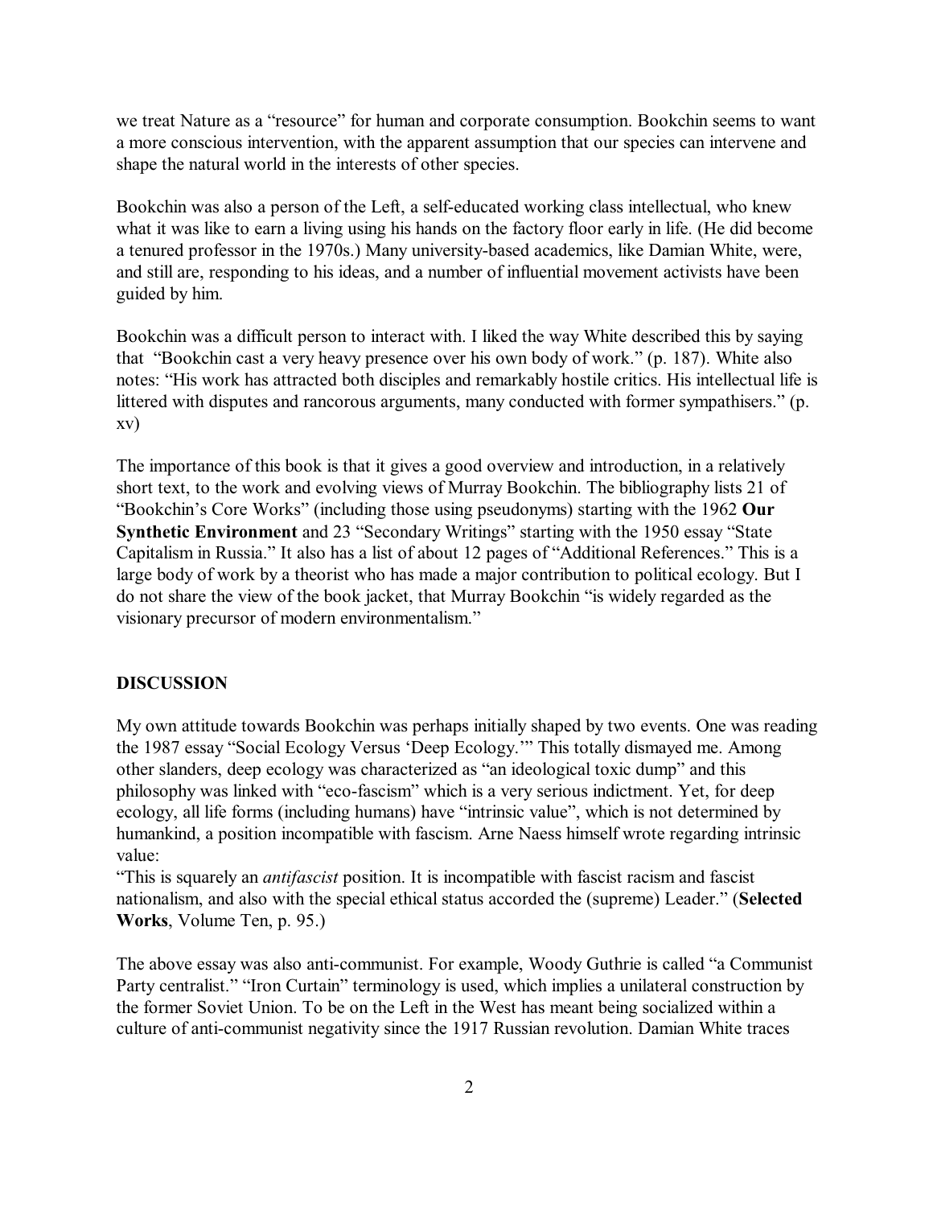we treat Nature as a "resource" for human and corporate consumption. Bookchin seems to want a more conscious intervention, with the apparent assumption that our species can intervene and shape the natural world in the interests of other species.

Bookchin was also a person of the Left, a self-educated working class intellectual, who knew what it was like to earn a living using his hands on the factory floor early in life. (He did become a tenured professor in the 1970s.) Many university-based academics, like Damian White, were, and still are, responding to his ideas, and a number of influential movement activists have been guided by him.

Bookchin was a difficult person to interact with. I liked the way White described this by saying that "Bookchin cast a very heavy presence over his own body of work." (p. 187). White also notes: "His work has attracted both disciples and remarkably hostile critics. His intellectual life is littered with disputes and rancorous arguments, many conducted with former sympathisers." (p. xv)

The importance of this book is that it gives a good overview and introduction, in a relatively short text, to the work and evolving views of Murray Bookchin. The bibliography lists 21 of "Bookchin's Core Works" (including those using pseudonyms) starting with the 1962 **Our Synthetic Environment** and 23 "Secondary Writings" starting with the 1950 essay "State Capitalism in Russia." It also has a list of about 12 pages of "Additional References." This is a large body of work by a theorist who has made a major contribution to political ecology. But I do not share the view of the book jacket, that Murray Bookchin "is widely regarded as the visionary precursor of modern environmentalism."

## DISCUSSION

My own attitude towards Bookchin was perhaps initially shaped by two events. One was reading the 1987 essay "Social Ecology Versus 'Deep Ecology.'" This totally dismayed me. Among other slanders, deep ecology was characterized as "an ideological toxic dump" and this philosophy was linked with "eco-fascism" which is a very serious indictment. Yet, for deep ecology, all life forms (including humans) have "intrinsic value", which is not determined by humankind, a position incompatible with fascism. Arne Naess himself wrote regarding intrinsic value:

"This is squarely an *antifascist* position. It is incompatible with fascist racism and fascist nationalism, and also with the special ethical status accorded the (supreme) Leader." (**Selected Works**, Volume Ten, p. 95.)

The above essay was also anti-communist. For example, Woody Guthrie is called "a Communist Party centralist." "Iron Curtain" terminology is used, which implies a unilateral construction by the former Soviet Union. To be on the Left in the West has meant being socialized within a culture of anti-communist negativity since the 1917 Russian revolution. Damian White traces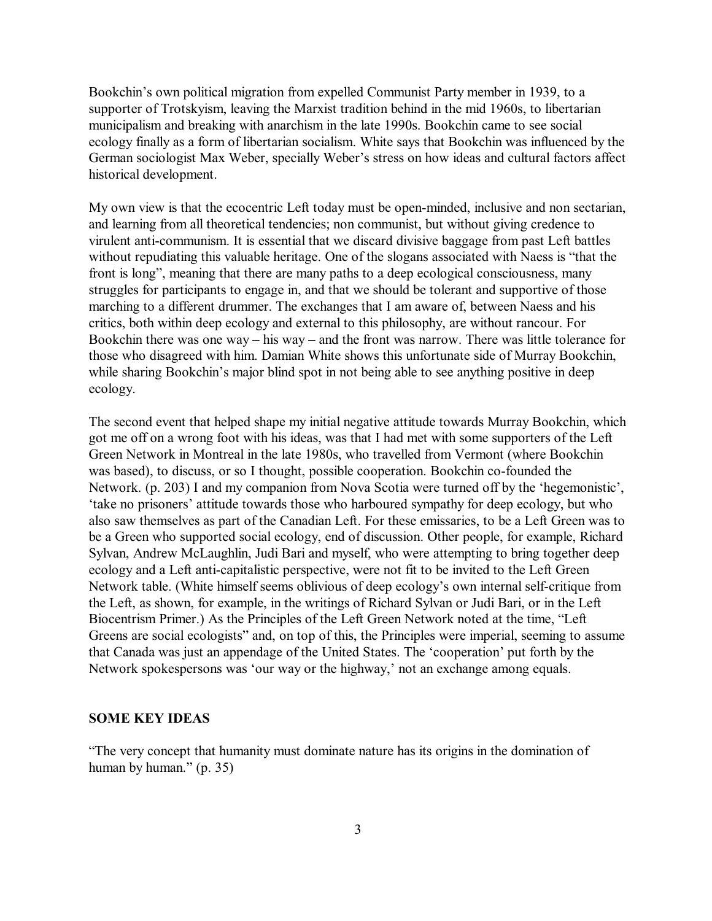Bookchin's own political migration from expelled Communist Party member in 1939, to a supporter of Trotskyism, leaving the Marxist tradition behind in the mid 1960s, to libertarian municipalism and breaking with anarchism in the late 1990s. Bookchin came to see social ecology finally as a form of libertarian socialism. White says that Bookchin was influenced by the German sociologist Max Weber, specially Weber's stress on how ideas and cultural factors affect historical development.

My own view is that the ecocentric Left today must be open-minded, inclusive and non sectarian, and learning from all theoretical tendencies; non communist, but without giving credence to virulent anti-communism. It is essential that we discard divisive baggage from past Left battles without repudiating this valuable heritage. One of the slogans associated with Naess is "that the front is long", meaning that there are many paths to a deep ecological consciousness, many struggles for participants to engage in, and that we should be tolerant and supportive of those marching to a different drummer. The exchanges that I am aware of, between Naess and his critics, both within deep ecology and external to this philosophy, are without rancour. For Bookchin there was one way – his way – and the front was narrow. There was little tolerance for those who disagreed with him. Damian White shows this unfortunate side of Murray Bookchin, while sharing Bookchin's major blind spot in not being able to see anything positive in deep ecology.

The second event that helped shape my initial negative attitude towards Murray Bookchin, which got me off on a wrong foot with his ideas, was that I had met with some supporters of the Left Green Network in Montreal in the late 1980s, who travelled from Vermont (where Bookchin was based), to discuss, or so I thought, possible cooperation. Bookchin co-founded the Network. (p. 203) I and my companion from Nova Scotia were turned off by the 'hegemonistic', 'take no prisoners' attitude towards those who harboured sympathy for deep ecology, but who also saw themselves as part of the Canadian Left. For these emissaries, to be a Left Green was to be a Green who supported social ecology, end of discussion. Other people, for example, Richard Sylvan, Andrew McLaughlin, Judi Bari and myself, who were attempting to bring together deep ecology and a Left anti-capitalistic perspective, were not fit to be invited to the Left Green Network table. (White himself seems oblivious of deep ecology's own internal self-critique from the Left, as shown, for example, in the writings of Richard Sylvan or Judi Bari, or in the Left Biocentrism Primer.) As the Principles of the Left Green Network noted at the time, "Left Greens are social ecologists" and, on top of this, the Principles were imperial, seeming to assume that Canada was just an appendage of the United States. The 'cooperation' put forth by the Network spokespersons was 'our way or the highway,' not an exchange among equals.

## SOME KEY IDEAS

"The very concept that humanity must dominate nature has its origins in the domination of human by human." (p. 35)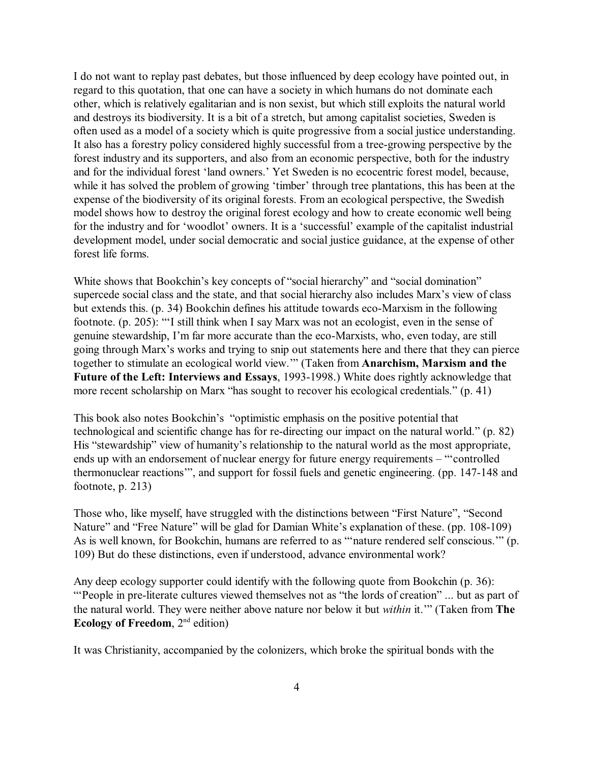I do not want to replay past debates, but those influenced by deep ecology have pointed out, in regard to this quotation, that one can have a society in which humans do not dominate each other, which is relatively egalitarian and is non sexist, but which still exploits the natural world and destroys its biodiversity. It is a bit of a stretch, but among capitalist societies, Sweden is often used as a model of a society which is quite progressive from a social justice understanding. It also has a forestry policy considered highly successful from a tree-growing perspective by the forest industry and its supporters, and also from an economic perspective, both for the industry and for the individual forest 'land owners.' Yet Sweden is no ecocentric forest model, because, while it has solved the problem of growing 'timber' through tree plantations, this has been at the expense of the biodiversity of its original forests. From an ecological perspective, the Swedish model shows how to destroy the original forest ecology and how to create economic well being for the industry and for 'woodlot' owners. It is a 'successful' example of the capitalist industrial development model, under social democratic and social justice guidance, at the expense of other forest life forms.

White shows that Bookchin's key concepts of "social hierarchy" and "social domination" supercede social class and the state, and that social hierarchy also includes Marx's view of class but extends this. (p. 34) Bookchin defines his attitude towards eco-Marxism in the following footnote. (p. 205): "'I still think when I say Marx was not an ecologist, even in the sense of genuine stewardship, I'm far more accurate than the eco-Marxists, who, even today, are still going through Marx's works and trying to snip out statements here and there that they can pierce together to stimulate an ecological world view.'" (Taken from **Anarchism, Marxism and the Future of the Left: Interviews and Essays**, 1993-1998.) White does rightly acknowledge that more recent scholarship on Marx "has sought to recover his ecological credentials." (p. 41)

This book also notes Bookchin's "optimistic emphasis on the positive potential that technological and scientific change has for re-directing our impact on the natural world." (p. 82) His "stewardship" view of humanity's relationship to the natural world as the most appropriate, ends up with an endorsement of nuclear energy for future energy requirements – "'controlled thermonuclear reactions'", and support for fossil fuels and genetic engineering. (pp. 147-148 and footnote, p. 213)

Those who, like myself, have struggled with the distinctions between "First Nature", "Second Nature" and "Free Nature" will be glad for Damian White's explanation of these. (pp. 108-109) As is well known, for Bookchin, humans are referred to as "'nature rendered self conscious.'" (p. 109) But do these distinctions, even if understood, advance environmental work?

Any deep ecology supporter could identify with the following quote from Bookchin (p. 36): "'People in pre-literate cultures viewed themselves not as "the lords of creation" ... but as part of the natural world. They were neither above nature nor below it but *within* it.'" (Taken from **The Ecology of Freedom**, 2nd edition)

It was Christianity, accompanied by the colonizers, which broke the spiritual bonds with the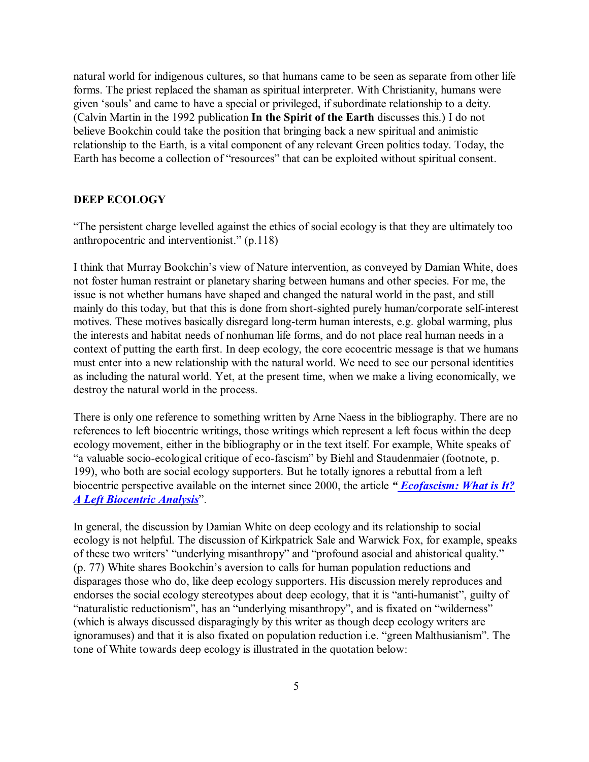natural world for indigenous cultures, so that humans came to be seen as separate from other life forms. The priest replaced the shaman as spiritual interpreter. With Christianity, humans were given 'souls' and came to have a special or privileged, if subordinate relationship to a deity. (Calvin Martin in the 1992 publication **In the Spirit of the Earth** discusses this.) I do not believe Bookchin could take the position that bringing back a new spiritual and animistic relationship to the Earth, is a vital component of any relevant Green politics today. Today, the Earth has become a collection of "resources" that can be exploited without spiritual consent.

## DEEP ECOLOGY

"The persistent charge levelled against the ethics of social ecology is that they are ultimately too anthropocentric and interventionist." (p.118)

I think that Murray Bookchin's view of Nature intervention, as conveyed by Damian White, does not foster human restraint or planetary sharing between humans and other species. For me, the issue is not whether humans have shaped and changed the natural world in the past, and still mainly do this today, but that this is done from short-sighted purely human/corporate self-interest motives. These motives basically disregard long-term human interests, e.g. global warming, plus the interests and habitat needs of nonhuman life forms, and do not place real human needs in a context of putting the earth first. In deep ecology, the core ecocentric message is that we humans must enter into a new relationship with the natural world. We need to see our personal identities as including the natural world. Yet, at the present time, when we make a living economically, we destroy the natural world in the process.

There is only one reference to something written by Arne Naess in the bibliography. There are no references to left biocentric writings, those writings which represent a left focus within the deep ecology movement, either in the bibliography or in the text itself. For example, White speaks of "a valuable socio-ecological critique of eco-fascism" by Biehl and Staudenmaier (footnote, p. 199), who both are social ecology supporters. But he totally ignores a rebuttal from a left biocentric perspective available on the internet since 2000, the article ***"Ecofascism: What is It? A Left Biocentric Analysis***".

In general, the discussion by Damian White on deep ecology and its relationship to social ecology is not helpful. The discussion of Kirkpatrick Sale and Warwick Fox, for example, speaks of these two writers' "underlying misanthropy" and "profound asocial and ahistorical quality." (p. 77) White shares Bookchin's aversion to calls for human population reductions and disparages those who do, like deep ecology supporters. His discussion merely reproduces and endorses the social ecology stereotypes about deep ecology, that it is "anti-humanist", guilty of "naturalistic reductionism", has an "underlying misanthropy", and is fixated on "wilderness" (which is always discussed disparagingly by this writer as though deep ecology writers are ignoramuses) and that it is also fixated on population reduction i.e. "green Malthusianism". The tone of White towards deep ecology is illustrated in the quotation below: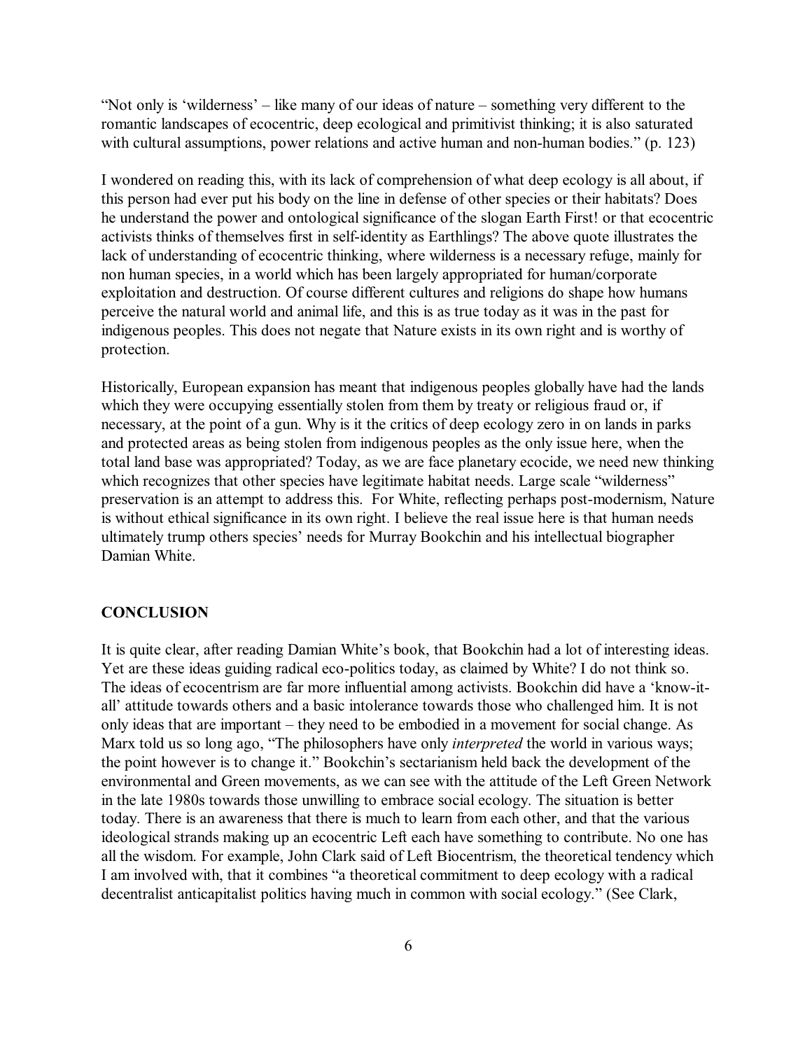"Not only is 'wilderness' – like many of our ideas of nature – something very different to the romantic landscapes of ecocentric, deep ecological and primitivist thinking; it is also saturated with cultural assumptions, power relations and active human and non-human bodies." (p. 123)

I wondered on reading this, with its lack of comprehension of what deep ecology is all about, if this person had ever put his body on the line in defense of other species or their habitats? Does he understand the power and ontological significance of the slogan Earth First! or that ecocentric activists thinks of themselves first in self-identity as Earthlings? The above quote illustrates the lack of understanding of ecocentric thinking, where wilderness is a necessary refuge, mainly for non human species, in a world which has been largely appropriated for human/corporate exploitation and destruction. Of course different cultures and religions do shape how humans perceive the natural world and animal life, and this is as true today as it was in the past for indigenous peoples. This does not negate that Nature exists in its own right and is worthy of protection.

Historically, European expansion has meant that indigenous peoples globally have had the lands which they were occupying essentially stolen from them by treaty or religious fraud or, if necessary, at the point of a gun. Why is it the critics of deep ecology zero in on lands in parks and protected areas as being stolen from indigenous peoples as the only issue here, when the total land base was appropriated? Today, as we are face planetary ecocide, we need new thinking which recognizes that other species have legitimate habitat needs. Large scale "wilderness" preservation is an attempt to address this. For White, reflecting perhaps post-modernism, Nature is without ethical significance in its own right. I believe the real issue here is that human needs ultimately trump others species' needs for Murray Bookchin and his intellectual biographer Damian White.

## CONCLUSION

It is quite clear, after reading Damian White's book, that Bookchin had a lot of interesting ideas. Yet are these ideas guiding radical eco-politics today, as claimed by White? I do not think so. The ideas of ecocentrism are far more influential among activists. Bookchin did have a 'know-it-all' attitude towards others and a basic intolerance towards those who challenged him. It is not only ideas that are important – they need to be embodied in a movement for social change. As Marx told us so long ago, "The philosophers have only *interpreted* the world in various ways; the point however is to change it." Bookchin's sectarianism held back the development of the environmental and Green movements, as we can see with the attitude of the Left Green Network in the late 1980s towards those unwilling to embrace social ecology. The situation is better today. There is an awareness that there is much to learn from each other, and that the various ideological strands making up an ecocentric Left each have something to contribute. No one has all the wisdom. For example, John Clark said of Left Biocentrism, the theoretical tendency which I am involved with, that it combines "a theoretical commitment to deep ecology with a radical decentralist anticapitalist politics having much in common with social ecology." (See Clark,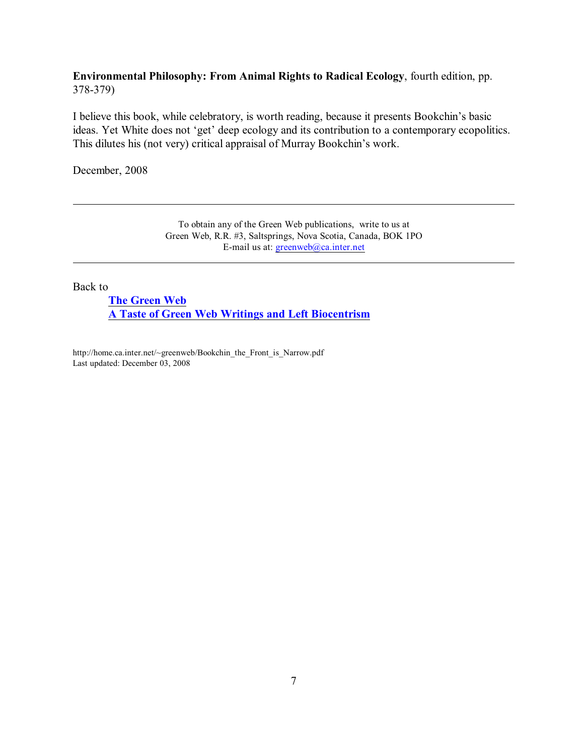**Environmental Philosophy: From Animal Rights to Radical Ecology**, fourth edition, pp. 378-379)

I believe this book, while celebratory, is worth reading, because it presents Bookchin's basic ideas. Yet White does not 'get' deep ecology and its contribution to a contemporary ecopolitics. This dilutes his (not very) critical appraisal of Murray Bookchin's work.

December, 2008

---

To obtain any of the Green Web publications, write to us at
Green Web, R.R. #3, Saltsprings, Nova Scotia, Canada, BOK 1PO
E-mail us at: greenweb@ca.inter.net

---

Back to

**The Green Web**
**A Taste of Green Web Writings and Left Biocentrism**

http://home.ca.inter.net/~greenweb/Bookchin_the_Front_is_Narrow.pdf
Last updated: December 03, 2008